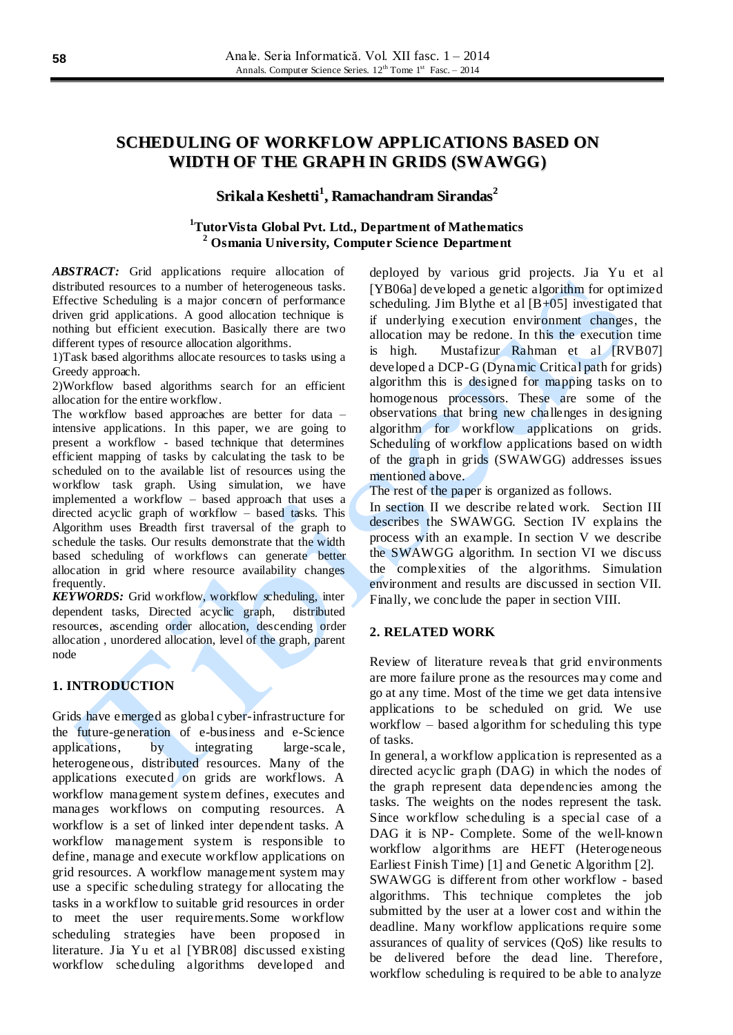# SCHEDULING OF WORKFLOW APPLICATIONS BASED ON WIDTH OF THE GRAPH IN GRIDS (SWAWGG)

**Srikala Keshetti[1], Ramachandram Sirandas[2]**

**[1]TutorVista Global Pvt. Ltd., Department of Mathematics**
**[2] Osmania University, Computer Science Department**

***ABSTRACT:*** Grid applications require allocation of distributed resources to a number of heterogeneous tasks. Effective Scheduling is a major concern of performance driven grid applications. A good allocation technique is nothing but efficient execution. Basically there are two different types of resource allocation algorithms.

1)Task based algorithms allocate resources to tasks using a Greedy approach.

2)Workflow based algorithms search for an efficient allocation for the entire workflow.

The workflow based approaches are better for data – intensive applications. In this paper, we are going to present a workflow - based technique that determines efficient mapping of tasks by calculating the task to be scheduled on to the available list of resources using the workflow task graph. Using simulation, we have implemented a workflow – based approach that uses a directed acyclic graph of workflow – based tasks. This Algorithm uses Breadth first traversal of the graph to schedule the tasks. Our results demonstrate that the width based scheduling of workflows can generate better allocation in grid where resource availability changes frequently.

***KEYWORDS:*** Grid workflow, workflow scheduling, inter dependent tasks, Directed acyclic graph, distributed resources, ascending order allocation, descending order allocation , unordered allocation, level of the graph, parent node

## 1. INTRODUCTION

Grids have emerged as global cyber-infrastructure for the future-generation of e-business and e-Science applications, by integrating large-scale, heterogeneous, distributed resources. Many of the applications executed on grids are workflows. A workflow management system defines, executes and manages workflows on computing resources. A workflow is a set of linked inter dependent tasks. A workflow management system is responsible to define, manage and execute workflow applications on grid resources. A workflow management system may use a specific scheduling strategy for allocating the tasks in a workflow to suitable grid resources in order to meet the user requirements.Some workflow scheduling strategies have been proposed in literature. Jia Yu et al [YBR08] discussed existing workflow scheduling algorithms developed and deployed by various grid projects. Jia Yu et al [YB06a] developed a genetic algorithm for optimized scheduling. Jim Blythe et al [B+05] investigated that if underlying execution environment changes, the allocation may be redone. In this the execution time is high. Mustafizur Rahman et al [RVB07] developed a DCP-G (Dynamic Critical path for grids) algorithm this is designed for mapping tasks on to homogenous processors. These are some of the observations that bring new challenges in designing algorithm for workflow applications on grids. Scheduling of workflow applications based on width of the graph in grids (SWAWGG) addresses issues mentioned above.

The rest of the paper is organized as follows.

In section II we describe related work. Section III describes the SWAWGG. Section IV explains the process with an example. In section V we describe the SWAWGG algorithm. In section VI we discuss the complexities of the algorithms. Simulation environment and results are discussed in section VII. Finally, we conclude the paper in section VIII.

## 2. RELATED WORK

Review of literature reveals that grid environments are more failure prone as the resources may come and go at any time. Most of the time we get data intensive applications to be scheduled on grid. We use workflow – based algorithm for scheduling this type of tasks.

In general, a workflow application is represented as a directed acyclic graph (DAG) in which the nodes of the graph represent data dependencies among the tasks. The weights on the nodes represent the task. Since workflow scheduling is a special case of a DAG it is NP- Complete. Some of the well-known workflow algorithms are HEFT (Heterogeneous Earliest Finish Time) [1] and Genetic Algorithm [2].

SWAWGG is different from other workflow - based algorithms. This technique completes the job submitted by the user at a lower cost and within the deadline. Many workflow applications require some assurances of quality of services (QoS) like results to be delivered before the dead line. Therefore, workflow scheduling is required to be able to analyze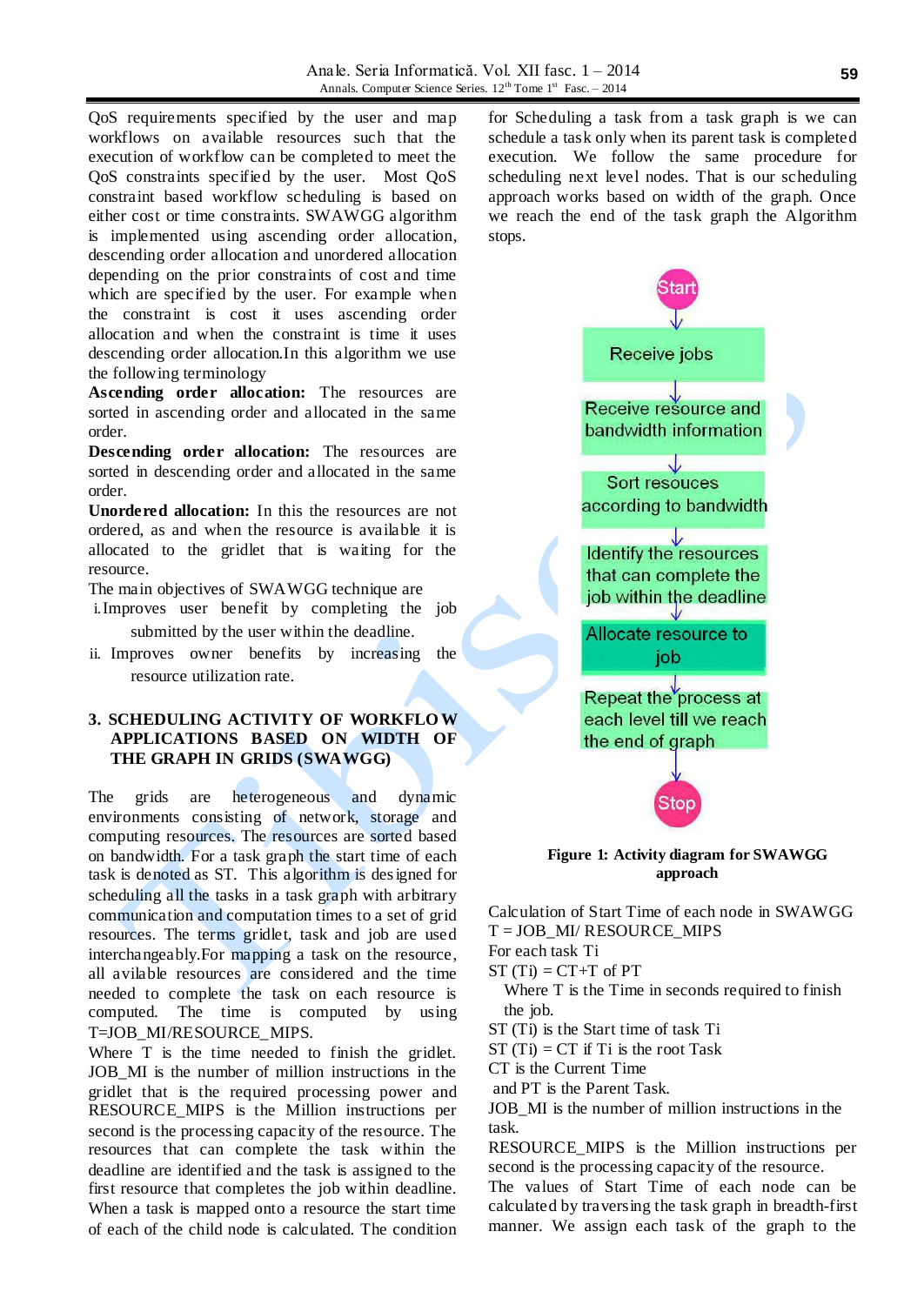QoS requirements specified by the user and map workflows on available resources such that the execution of workflow can be completed to meet the QoS constraints specified by the user. Most QoS constraint based workflow scheduling is based on either cost or time constraints. SWAWGG algorithm is implemented using ascending order allocation, descending order allocation and unordered allocation depending on the prior constraints of cost and time which are specified by the user. For example when the constraint is cost it uses ascending order allocation and when the constraint is time it uses descending order allocation.In this algorithm we use the following terminology

**Ascending order allocation:** The resources are sorted in ascending order and allocated in the same order.

**Descending order allocation:** The resources are sorted in descending order and allocated in the same order.

**Unordered allocation:** In this the resources are not ordered, as and when the resource is available it is allocated to the gridlet that is waiting for the resource.

The main objectives of SWAWGG technique are

i. Improves user benefit by completing the job submitted by the user within the deadline.

ii. Improves owner benefits by increasing the resource utilization rate.

## 3. SCHEDULING ACTIVITY OF WORKFLOW APPLICATIONS BASED ON WIDTH OF THE GRAPH IN GRIDS (SWAWGG)

The grids are heterogeneous and dynamic environments consisting of network, storage and computing resources. The resources are sorted based on bandwidth. For a task graph the start time of each task is denoted as ST. This algorithm is designed for scheduling all the tasks in a task graph with arbitrary communication and computation times to a set of grid resources. The terms gridlet, task and job are used interchangeably.For mapping a task on the resource, all avilable resources are considered and the time needed to complete the task on each resource is computed. The time is computed by using T=JOB_MI/RESOURCE_MIPS.

Where T is the time needed to finish the gridlet. JOB_MI is the number of million instructions in the gridlet that is the required processing power and RESOURCE_MIPS is the Million instructions per second is the processing capacity of the resource. The resources that can complete the task within the deadline are identified and the task is assigned to the first resource that completes the job within deadline. When a task is mapped onto a resource the start time of each of the child node is calculated. The condition for Scheduling a task from a task graph is we can schedule a task only when its parent task is completed execution. We follow the same procedure for scheduling next level nodes. That is our scheduling approach works based on width of the graph. Once we reach the end of the task graph the Algorithm stops.

Start → Receive jobs → Receive resource and bandwidth information → Sort resouces according to bandwidth → Identify the resources that can complete the job within the deadline → Allocate resource to job → Repeat the process at each level till we reach the end of graph → Stop

**Figure 1: Activity diagram for SWAWGG approach**

Calculation of Start Time of each node in SWAWGG

T = JOB_MI/ RESOURCE_MIPS

For each task Ti

ST (Ti) = CT+T of PT

Where T is the Time in seconds required to finish the job.

ST (Ti) is the Start time of task Ti

ST (Ti) = CT if Ti is the root Task

CT is the Current Time

and PT is the Parent Task.

JOB_MI is the number of million instructions in the task.

RESOURCE_MIPS is the Million instructions per second is the processing capacity of the resource.

The values of Start Time of each node can be calculated by traversing the task graph in breadth-first manner. We assign each task of the graph to the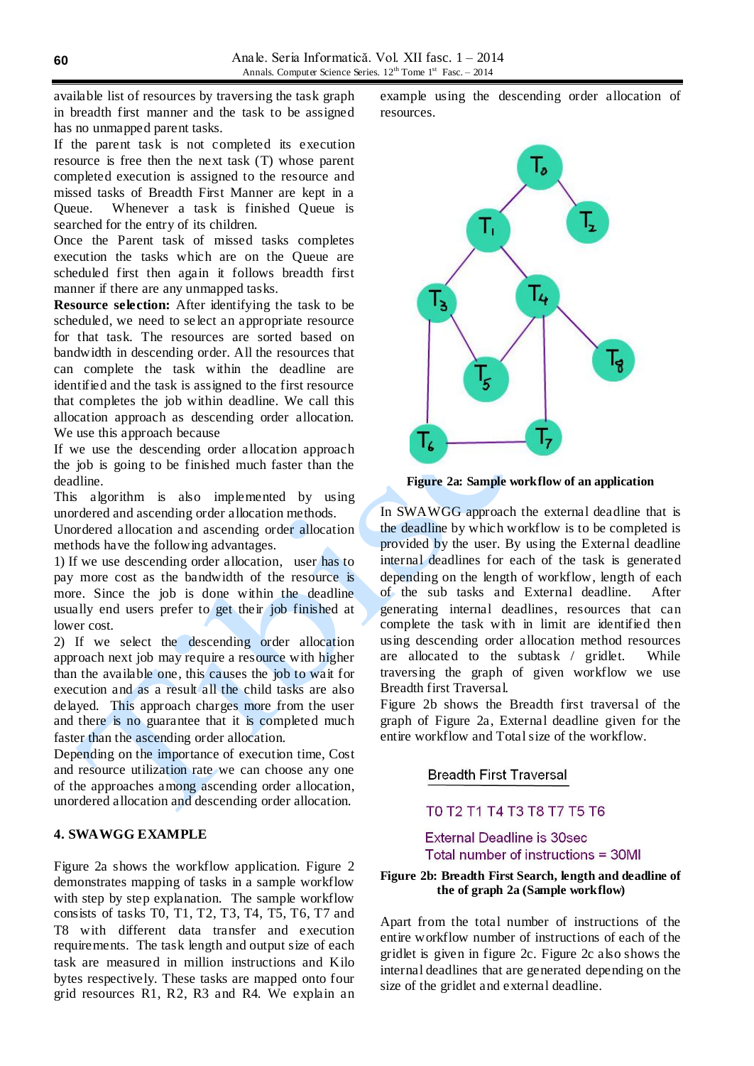available list of resources by traversing the task graph in breadth first manner and the task to be assigned has no unmapped parent tasks.

If the parent task is not completed its execution resource is free then the next task (T) whose parent completed execution is assigned to the resource and missed tasks of Breadth First Manner are kept in a Queue. Whenever a task is finished Queue is searched for the entry of its children.

Once the Parent task of missed tasks completes execution the tasks which are on the Queue are scheduled first then again it follows breadth first manner if there are any unmapped tasks.

**Resource selection:** After identifying the task to be scheduled, we need to select an appropriate resource for that task. The resources are sorted based on bandwidth in descending order. All the resources that can complete the task within the deadline are identified and the task is assigned to the first resource that completes the job within deadline. We call this allocation approach as descending order allocation. We use this approach because

If we use the descending order allocation approach the job is going to be finished much faster than the deadline.

This algorithm is also implemented by using unordered and ascending order allocation methods.

Unordered allocation and ascending order allocation methods have the following advantages.

1) If we use descending order allocation, user has to pay more cost as the bandwidth of the resource is more. Since the job is done within the deadline usually end users prefer to get their job finished at lower cost.

2) If we select the descending order allocation approach next job may require a resource with higher than the available one, this causes the job to wait for execution and as a result all the child tasks are also delayed. This approach charges more from the user and there is no guarantee that it is completed much faster than the ascending order allocation.

Depending on the importance of execution time, Cost and resource utilization rate we can choose any one of the approaches among ascending order allocation, unordered allocation and descending order allocation.

## 4. SWAWGG EXAMPLE

Figure 2a shows the workflow application. Figure 2 demonstrates mapping of tasks in a sample workflow with step by step explanation. The sample workflow consists of tasks T0, T1, T2, T3, T4, T5, T6, T7 and T8 with different data transfer and execution requirements. The task length and output size of each task are measured in million instructions and Kilo bytes respectively. These tasks are mapped onto four grid resources R1, R2, R3 and R4. We explain an example using the descending order allocation of resources.

**Figure 2a: Sample workflow of an application**

In SWAWGG approach the external deadline that is the deadline by which workflow is to be completed is provided by the user. By using the External deadline internal deadlines for each of the task is generated depending on the length of workflow, length of each of the sub tasks and External deadline. After generating internal deadlines, resources that can complete the task with in limit are identified then using descending order allocation method resources are allocated to the subtask / gridlet. While traversing the graph of given workflow we use Breadth first Traversal.

Figure 2b shows the Breadth first traversal of the graph of Figure 2a, External deadline given for the entire workflow and Total size of the workflow.

Breadth First Traversal

T0 T2 T1 T4 T3 T8 T7 T5 T6

External Deadline is 30sec

Total number of instructions = 30MI

**Figure 2b: Breadth First Search, length and deadline of the of graph 2a (Sample workflow)**

Apart from the total number of instructions of the entire workflow number of instructions of each of the gridlet is given in figure 2c. Figure 2c also shows the internal deadlines that are generated depending on the size of the gridlet and external deadline.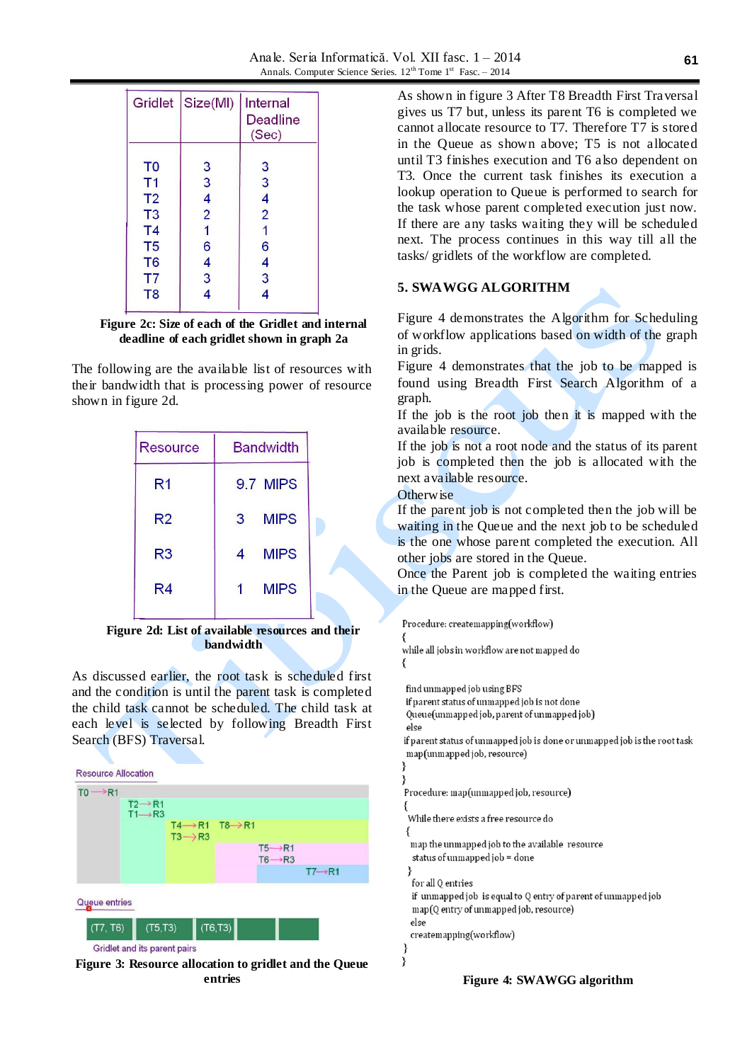| Gridlet | Size(MI) | Internal Deadline (Sec) |
|---|---|---|
| T0 | 3 | 3 |
| T1 | 3 | 3 |
| T2 | 4 | 4 |
| T3 | 2 | 2 |
| T4 | 1 | 1 |
| T5 | 6 | 6 |
| T6 | 4 | 4 |
| T7 | 3 | 3 |
| T8 | 4 | 4 |

**Figure 2c: Size of each of the Gridlet and internal deadline of each gridlet shown in graph 2a**

The following are the available list of resources with their bandwidth that is processing power of resource shown in figure 2d.

| Resource | Bandwidth |
|---|---|
| R1 | 9.7 MIPS |
| R2 | 3 MIPS |
| R3 | 4 MIPS |
| R4 | 1 MIPS |

**Figure 2d: List of available resources and their bandwidth**

As discussed earlier, the root task is scheduled first and the condition is until the parent task is completed the child task cannot be scheduled. The child task at each level is selected by following Breadth First Search (BFS) Traversal.

Resource Allocation

T0→R1
T2→R1
T1→R3
T4→R1 T8→R1
T3→R3
T5→R1
T6→R3
T7→R1

Queue entries

(T7, T6) (T5,T3) (T6,T3)

Gridlet and its parent pairs

**Figure 3: Resource allocation to gridlet and the Queue entries**

As shown in figure 3 After T8 Breadth First Traversal gives us T7 but, unless its parent T6 is completed we cannot allocate resource to T7. Therefore T7 is stored in the Queue as shown above; T5 is not allocated until T3 finishes execution and T6 also dependent on T3. Once the current task finishes its execution a lookup operation to Queue is performed to search for the task whose parent completed execution just now. If there are any tasks waiting they will be scheduled next. The process continues in this way till all the tasks/ gridlets of the workflow are completed.

## 5. SWAWGG ALGORITHM

Figure 4 demonstrates the Algorithm for Scheduling of workflow applications based on width of the graph in grids.

Figure 4 demonstrates that the job to be mapped is found using Breadth First Search Algorithm of a graph.

If the job is the root job then it is mapped with the available resource.

If the job is not a root node and the status of its parent job is completed then the job is allocated with the next available resource.

Otherwise

If the parent job is not completed then the job will be waiting in the Queue and the next job to be scheduled is the one whose parent completed the execution. All other jobs are stored in the Queue.

Once the Parent job is completed the waiting entries in the Queue are mapped first.

```
Procedure: createmapping(workflow)
{
while all jobs in workflow are not mapped do
{

 find unmapped job using BFS
 if parent status of unmapped job is not done
 Queue(unmapped job, parent of unmapped job)
 else
if parent status of unmapped job is done or unmapped job is the root task
 map(unmapped job, resource)
}
}
Procedure: map(unmapped job, resource)
{
 While there exists a free resource do
 {
  map the unmapped job to the available resource
   status of unmapped job = done
 }
  for all Q entries
  if unmapped job is equal to Q entry of parent of unmapped job
   map(Q entry of unmapped job, resource)
  else
  createmapping(workflow)
}
}
```

**Figure 4: SWAWGG algorithm**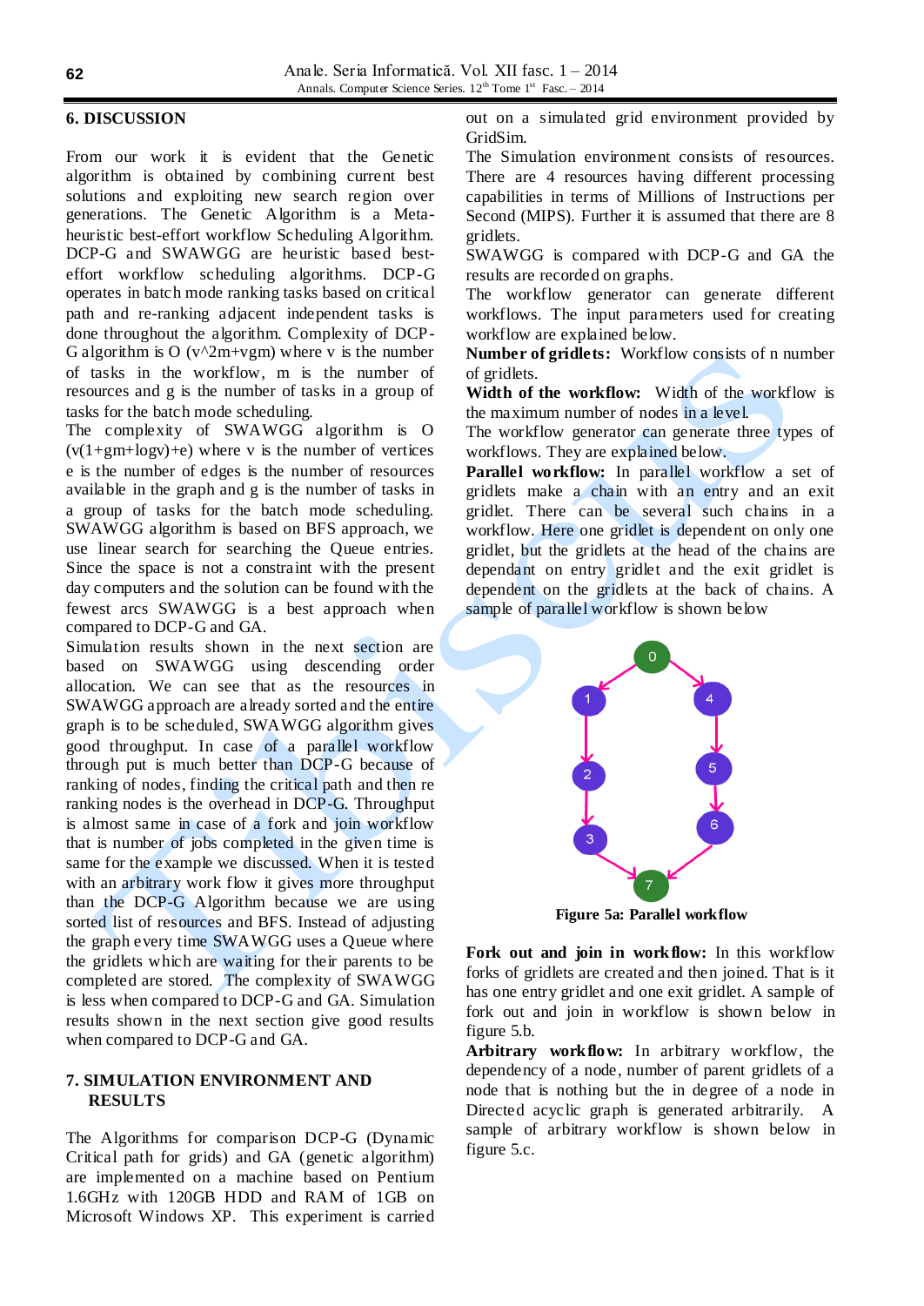## 6. DISCUSSION

From our work it is evident that the Genetic algorithm is obtained by combining current best solutions and exploiting new search region over generations. The Genetic Algorithm is a Meta-heuristic best-effort workflow Scheduling Algorithm. DCP-G and SWAWGG are heuristic based best-effort workflow scheduling algorithms. DCP-G operates in batch mode ranking tasks based on critical path and re-ranking adjacent independent tasks is done throughout the algorithm. Complexity of DCP-G algorithm is O (v^2m+vgm) where v is the number of tasks in the workflow, m is the number of resources and g is the number of tasks in a group of tasks for the batch mode scheduling.
The complexity of SWAWGG algorithm is O (v(1+gm+logv)+e) where v is the number of vertices e is the number of edges is the number of resources available in the graph and g is the number of tasks in a group of tasks for the batch mode scheduling. SWAWGG algorithm is based on BFS approach, we use linear search for searching the Queue entries. Since the space is not a constraint with the present day computers and the solution can be found with the fewest arcs SWAWGG is a best approach when compared to DCP-G and GA.
Simulation results shown in the next section are based on SWAWGG using descending order allocation. We can see that as the resources in SWAWGG approach are already sorted and the entire graph is to be scheduled, SWAWGG algorithm gives good throughput. In case of a parallel workflow through put is much better than DCP-G because of ranking of nodes, finding the critical path and then re ranking nodes is the overhead in DCP-G. Throughput is almost same in case of a fork and join workflow that is number of jobs completed in the given time is same for the example we discussed. When it is tested with an arbitrary work flow it gives more throughput than the DCP-G Algorithm because we are using sorted list of resources and BFS. Instead of adjusting the graph every time SWAWGG uses a Queue where the gridlets which are waiting for their parents to be completed are stored. The complexity of SWAWGG is less when compared to DCP-G and GA. Simulation results shown in the next section give good results when compared to DCP-G and GA.

## 7. SIMULATION ENVIRONMENT AND RESULTS

The Algorithms for comparison DCP-G (Dynamic Critical path for grids) and GA (genetic algorithm) are implemented on a machine based on Pentium 1.6GHz with 120GB HDD and RAM of 1GB on Microsoft Windows XP. This experiment is carried out on a simulated grid environment provided by GridSim.
The Simulation environment consists of resources. There are 4 resources having different processing capabilities in terms of Millions of Instructions per Second (MIPS). Further it is assumed that there are 8 gridlets.
SWAWGG is compared with DCP-G and GA the results are recorded on graphs.
The workflow generator can generate different workflows. The input parameters used for creating workflow are explained below.
**Number of gridlets:** Workflow consists of n number of gridlets.
**Width of the workflow:** Width of the workflow is the maximum number of nodes in a level.
The workflow generator can generate three types of workflows. They are explained below.
**Parallel workflow:** In parallel workflow a set of gridlets make a chain with an entry and an exit gridlet. There can be several such chains in a workflow. Here one gridlet is dependent on only one gridlet, but the gridlets at the head of the chains are dependant on entry gridlet and the exit gridlet is dependent on the gridlets at the back of chains. A sample of parallel workflow is shown below

**Figure 5a: Parallel workflow**

**Fork out and join in workflow:** In this workflow forks of gridlets are created and then joined. That is it has one entry gridlet and one exit gridlet. A sample of fork out and join in workflow is shown below in figure 5.b.
**Arbitrary workflow:** In arbitrary workflow, the dependency of a node, number of parent gridlets of a node that is nothing but the in degree of a node in Directed acyclic graph is generated arbitrarily. A sample of arbitrary workflow is shown below in figure 5.c.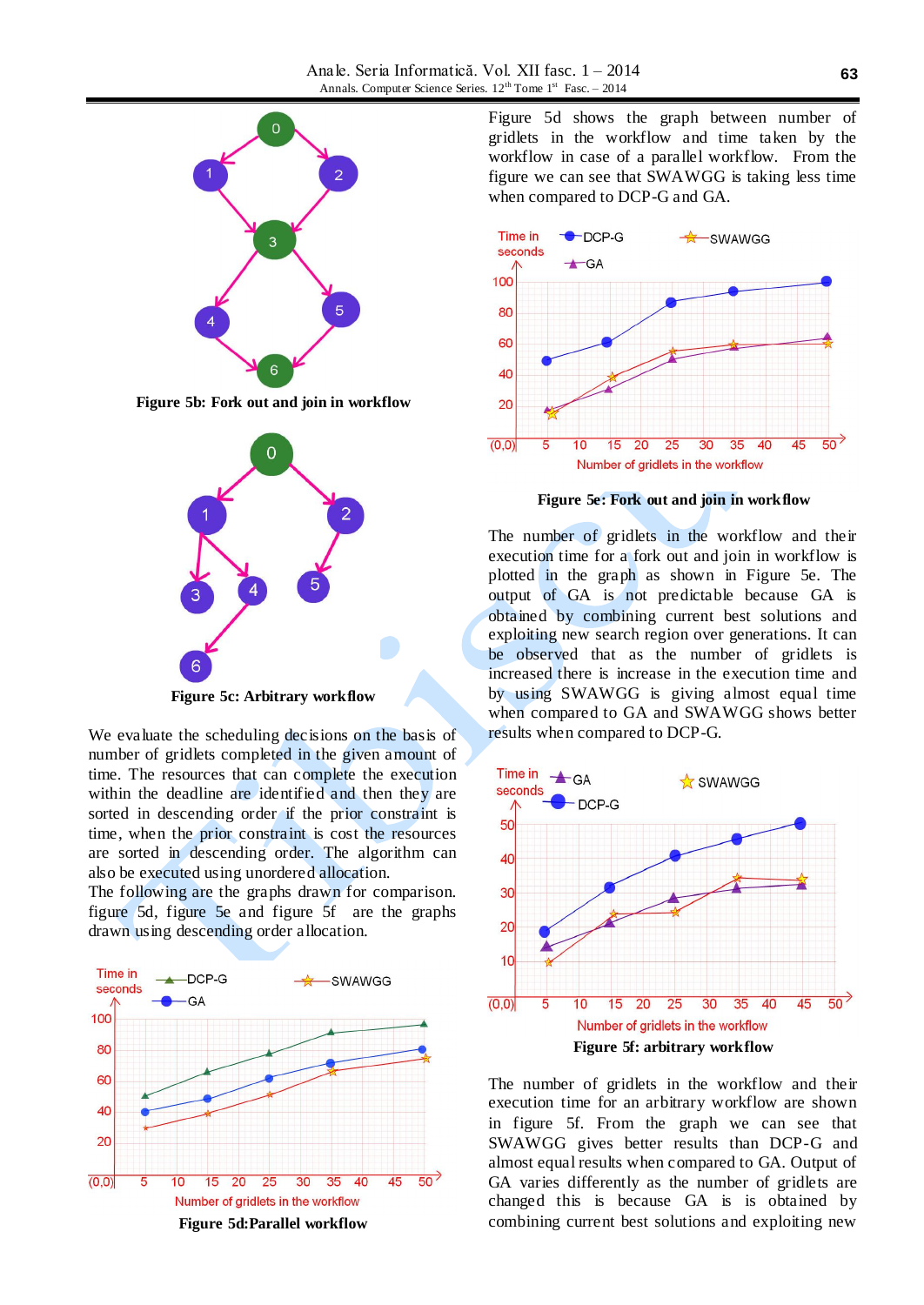**Figure 5b: Fork out and join in workflow**

**Figure 5c: Arbitrary workflow**

We evaluate the scheduling decisions on the basis of number of gridlets completed in the given amount of time. The resources that can complete the execution within the deadline are identified and then they are sorted in descending order if the prior constraint is time, when the prior constraint is cost the resources are sorted in descending order. The algorithm can also be executed using unordered allocation.

The following are the graphs drawn for comparison. figure 5d, figure 5e and figure 5f are the graphs drawn using descending order allocation.

**Figure 5d:Parallel workflow**

Figure 5d shows the graph between number of gridlets in the workflow and time taken by the workflow in case of a parallel workflow. From the figure we can see that SWAWGG is taking less time when compared to DCP-G and GA.

**Figure 5e: Fork out and join in workflow**

The number of gridlets in the workflow and their execution time for a fork out and join in workflow is plotted in the graph as shown in Figure 5e. The output of GA is not predictable because GA is obtained by combining current best solutions and exploiting new search region over generations. It can be observed that as the number of gridlets is increased there is increase in the execution time and by using SWAWGG is giving almost equal time when compared to GA and SWAWGG shows better results when compared to DCP-G.

**Figure 5f: arbitrary workflow**

The number of gridlets in the workflow and their execution time for an arbitrary workflow are shown in figure 5f. From the graph we can see that SWAWGG gives better results than DCP-G and almost equal results when compared to GA. Output of GA varies differently as the number of gridlets are changed this is because GA is is obtained by combining current best solutions and exploiting new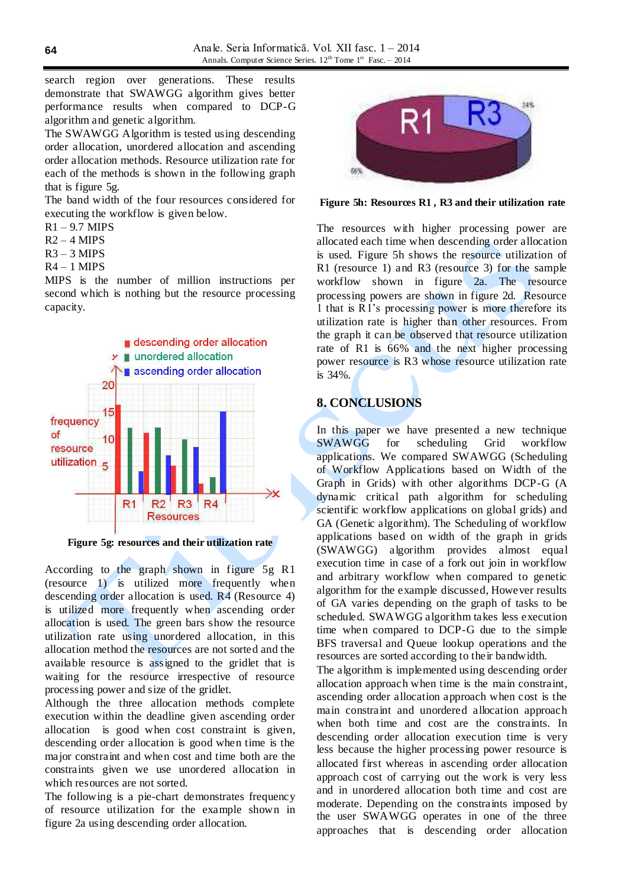search region over generations. These results demonstrate that SWAWGG algorithm gives better performance results when compared to DCP-G algorithm and genetic algorithm.

The SWAWGG Algorithm is tested using descending order allocation, unordered allocation and ascending order allocation methods. Resource utilization rate for each of the methods is shown in the following graph that is figure 5g.

The band width of the four resources considered for executing the workflow is given below.

R1 – 9.7 MIPS
R2 – 4 MIPS
R3 – 3 MIPS
R4 – 1 MIPS

MIPS is the number of million instructions per second which is nothing but the resource processing capacity.

**Figure 5g: resources and their utilization rate**

According to the graph shown in figure 5g R1 (resource 1) is utilized more frequently when descending order allocation is used. R4 (Resource 4) is utilized more frequently when ascending order allocation is used. The green bars show the resource utilization rate using unordered allocation, in this allocation method the resources are not sorted and the available resource is assigned to the gridlet that is waiting for the resource irrespective of resource processing power and size of the gridlet.

Although the three allocation methods complete execution within the deadline given ascending order allocation is good when cost constraint is given, descending order allocation is good when time is the major constraint and when cost and time both are the constraints given we use unordered allocation in which resources are not sorted.

The following is a pie-chart demonstrates frequency of resource utilization for the example shown in figure 2a using descending order allocation.

**Figure 5h: Resources R1 , R3 and their utilization rate**

The resources with higher processing power are allocated each time when descending order allocation is used. Figure 5h shows the resource utilization of R1 (resource 1) and R3 (resource 3) for the sample workflow shown in figure 2a. The resource processing powers are shown in figure 2d. Resource 1 that is R1's processing power is more therefore its utilization rate is higher than other resources. From the graph it can be observed that resource utilization rate of R1 is 66% and the next higher processing power resource is R3 whose resource utilization rate is 34%.

## 8. CONCLUSIONS

In this paper we have presented a new technique SWAWGG for scheduling Grid workflow applications. We compared SWAWGG (Scheduling of Workflow Applications based on Width of the Graph in Grids) with other algorithms DCP-G (A dynamic critical path algorithm for scheduling scientific workflow applications on global grids) and GA (Genetic algorithm). The Scheduling of workflow applications based on width of the graph in grids (SWAWGG) algorithm provides almost equal execution time in case of a fork out join in workflow and arbitrary workflow when compared to genetic algorithm for the example discussed, However results of GA varies depending on the graph of tasks to be scheduled. SWAWGG algorithm takes less execution time when compared to DCP-G due to the simple BFS traversal and Queue lookup operations and the resources are sorted according to their bandwidth.

The algorithm is implemented using descending order allocation approach when time is the main constraint, ascending order allocation approach when cost is the main constraint and unordered allocation approach when both time and cost are the constraints. In descending order allocation execution time is very less because the higher processing power resource is allocated first whereas in ascending order allocation approach cost of carrying out the work is very less and in unordered allocation both time and cost are moderate. Depending on the constraints imposed by the user SWAWGG operates in one of the three approaches that is descending order allocation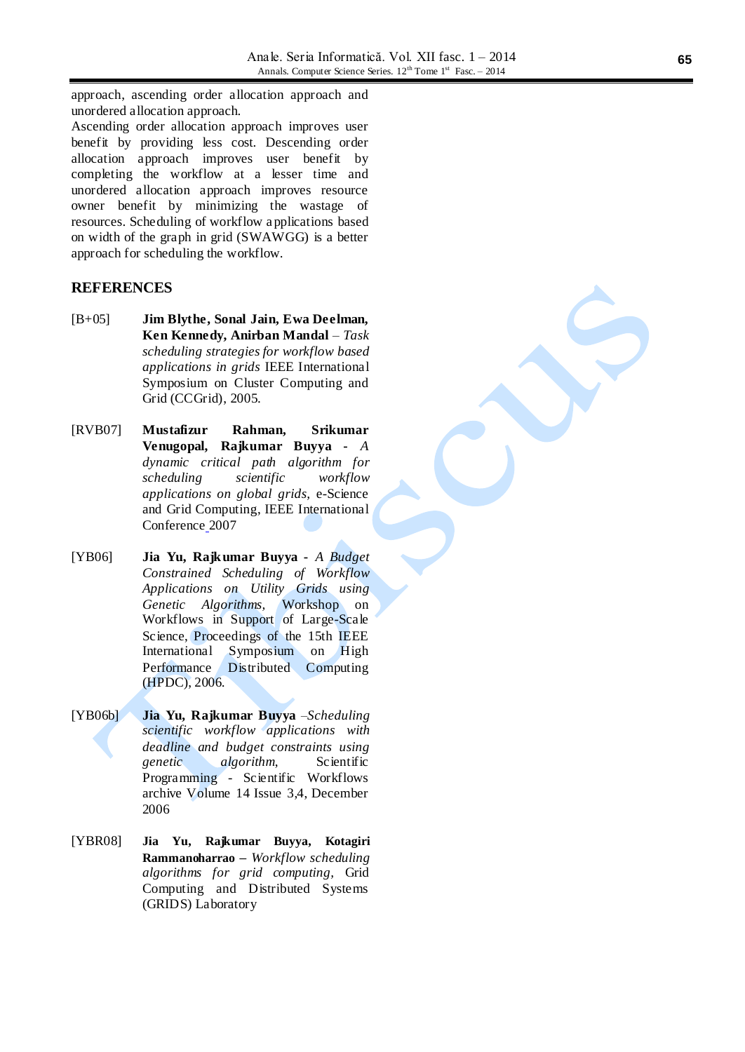approach, ascending order allocation approach and unordered allocation approach.

Ascending order allocation approach improves user benefit by providing less cost. Descending order allocation approach improves user benefit by completing the workflow at a lesser time and unordered allocation approach improves resource owner benefit by minimizing the wastage of resources. Scheduling of workflow applications based on width of the graph in grid (SWAWGG) is a better approach for scheduling the workflow.

## REFERENCES

[B+05] **Jim Blythe, Sonal Jain, Ewa Deelman, Ken Kennedy, Anirban Mandal** – *Task scheduling strategies for workflow based applications in grids* IEEE International Symposium on Cluster Computing and Grid (CCGrid), 2005.

[RVB07] **Mustafizur Rahman, Srikumar Venugopal, Rajkumar Buyya** - *A dynamic critical path algorithm for scheduling scientific workflow applications on global grids*, e-Science and Grid Computing, IEEE International Conference 2007

[YB06] **Jia Yu, Rajkumar Buyya** - *A Budget Constrained Scheduling of Workflow Applications on Utility Grids using Genetic Algorithms*, Workshop on Workflows in Support of Large-Scale Science, Proceedings of the 15th IEEE International Symposium on High Performance Distributed Computing (HPDC), 2006.

[YB06b] **Jia Yu, Rajkumar Buyya** –*Scheduling scientific workflow applications with deadline and budget constraints using genetic algorithm*, Scientific Programming - Scientific Workflows archive Volume 14 Issue 3,4, December 2006

[YBR08] **Jia Yu, Rajkumar Buyya, Kotagiri Rammanoharrao –** *Workflow scheduling algorithms for grid computing*, Grid Computing and Distributed Systems (GRIDS) Laboratory